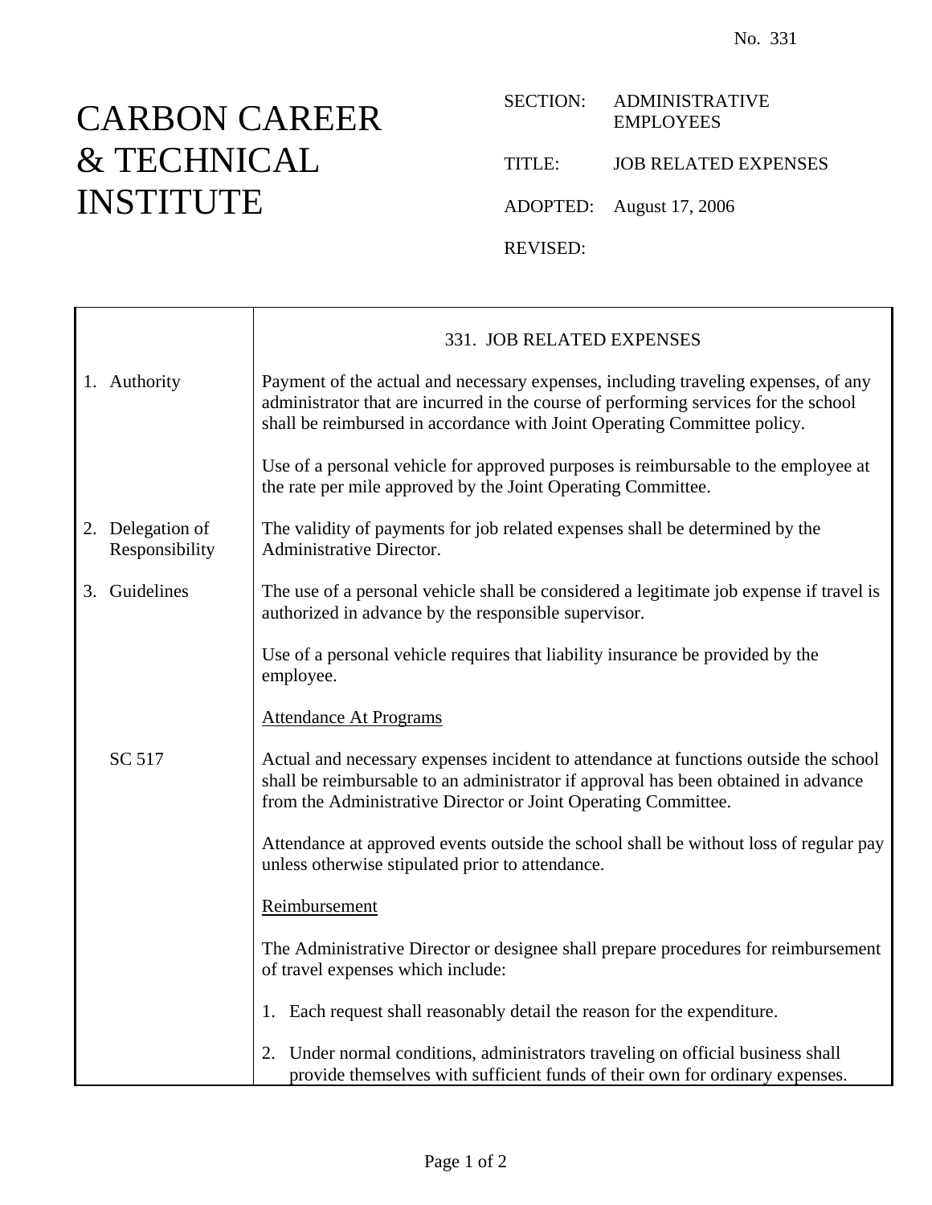No. 331

# CARBON CAREER & TECHNICAL INSTITUTE

SECTION: ADMINISTRATIVE EMPLOYEES

TITLE: JOB RELATED EXPENSES

ADOPTED: August 17, 2006

REVISED:

## 331. JOB RELATED EXPENSES

**1. Authority**

Payment of the actual and necessary expenses, including traveling expenses, of any administrator that are incurred in the course of performing services for the school shall be reimbursed in accordance with Joint Operating Committee policy.

Use of a personal vehicle for approved purposes is reimbursable to the employee at the rate per mile approved by the Joint Operating Committee.

**2. Delegation of Responsibility**

The validity of payments for job related expenses shall be determined by the Administrative Director.

**3. Guidelines**

The use of a personal vehicle shall be considered a legitimate job expense if travel is authorized in advance by the responsible supervisor.

Use of a personal vehicle requires that liability insurance be provided by the employee.

<u>Attendance At Programs</u>

SC 517

Actual and necessary expenses incident to attendance at functions outside the school shall be reimbursable to an administrator if approval has been obtained in advance from the Administrative Director or Joint Operating Committee.

Attendance at approved events outside the school shall be without loss of regular pay unless otherwise stipulated prior to attendance.

<u>Reimbursement</u>

The Administrative Director or designee shall prepare procedures for reimbursement of travel expenses which include:

1. Each request shall reasonably detail the reason for the expenditure.
2. Under normal conditions, administrators traveling on official business shall provide themselves with sufficient funds of their own for ordinary expenses.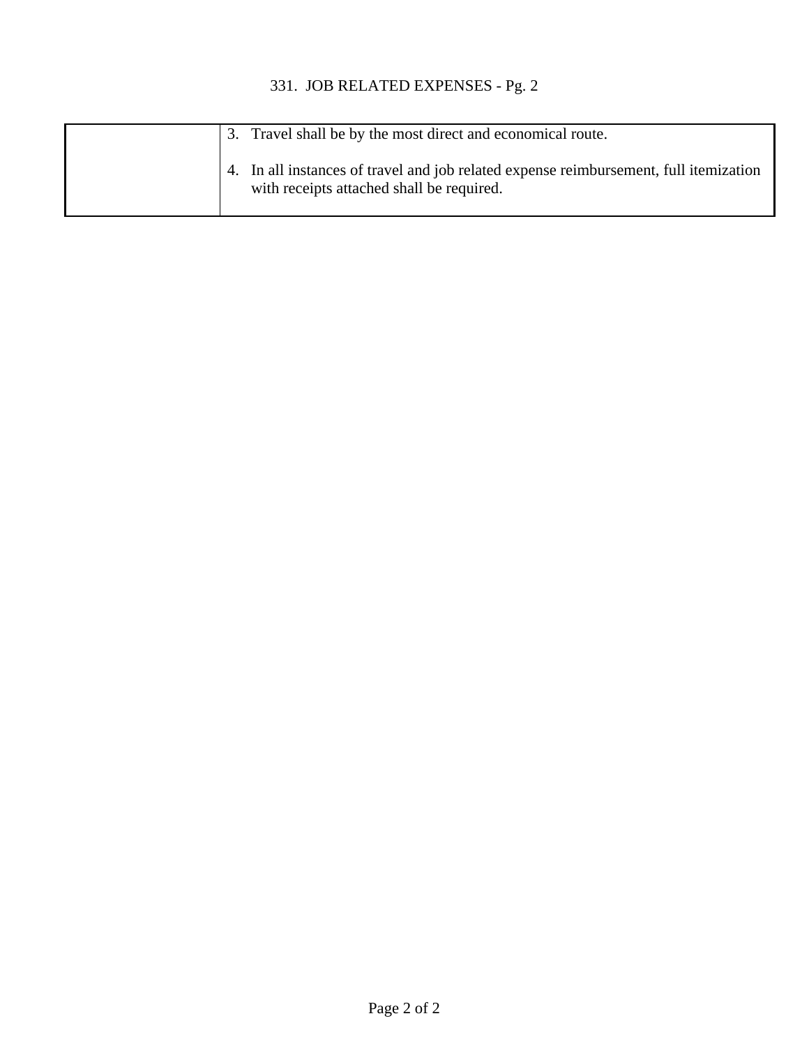# 331. JOB RELATED EXPENSES - Pg. 2

| | |
|---|---|
| | 3. Travel shall be by the most direct and economical route.<br><br>4. In all instances of travel and job related expense reimbursement, full itemization with receipts attached shall be required. |